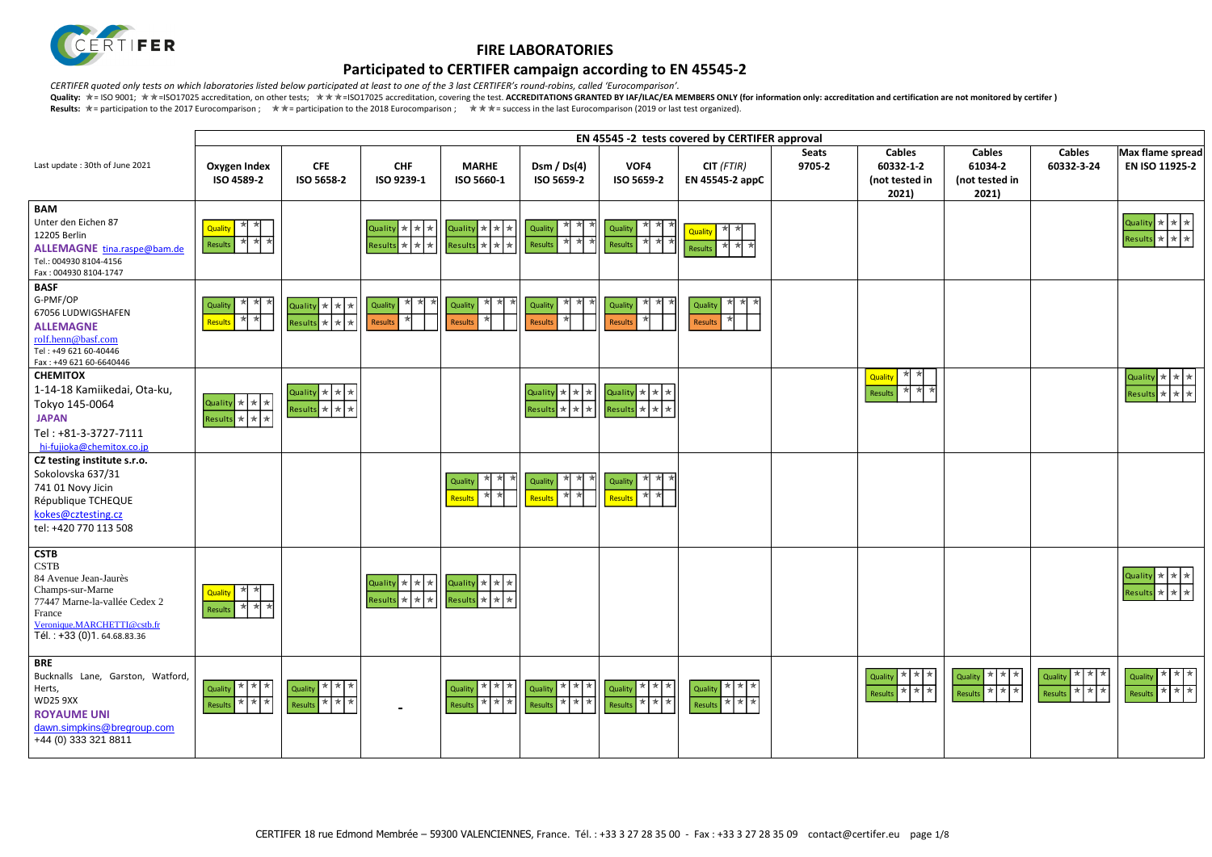# FIRE LABORATORIES

## Participated to CERTIFER campaign according to EN 45545-2

*CERTIFER quoted only tests on which laboratories listed below participated at least to one of the 3 last CERTIFER's round-robins, called 'Eurocomparison'.*

**Quality:** ★= ISO 9001; ★★=ISO17025 accreditation, on other tests; ★★★=ISO17025 accreditation, covering the test. **ACCREDITATIONS GRANTED BY IAF/ILAC/EA MEMBERS ONLY (for information only: accreditation and certification are not monitored by certifer )**

**Results:** ★= participation to the 2017 Eurocomparison ; ★★= participation to the 2018 Eurocomparison ; ★★★= success in the last Eurocomparison (2019 or last test organized).

| Last update : 30th of June 2021 | EN 45545 -2 tests covered by CERTIFER approval | | | | | | | | | | | |
|---|---|---|---|---|---|---|---|---|---|---|---|---|
| | Oxygen Index ISO 4589-2 | CFE ISO 5658-2 | CHF ISO 9239-1 | MARHE ISO 5660-1 | Dsm / Ds(4) ISO 5659-2 | VOF4 ISO 5659-2 | CIT *(FTIR)* EN 45545-2 appC | Seats 9705-2 | Cables 60332-1-2 (not tested in 2021) | Cables 61034-2 (not tested in 2021) | Cables 60332-3-24 | Max flame spread EN ISO 11925-2 |
| **BAM** Unter den Eichen 87 12205 Berlin **ALLEMAGNE** tina.raspe@bam.de Tel.: 004930 8104-4156 Fax : 004930 8104-1747 | Quality ★★ Results ★★★ | | Quality ★★★ Results ★★★ | Quality ★★★ Results ★★★ | Quality ★★★ Results ★★★ | Quality ★★★ Results ★★★ | Quality ★★ Results ★★★ | | | | | Quality ★★★ Results ★★★ |
| **BASF** G-PMF/OP 67056 LUDWIGSHAFEN **ALLEMAGNE** rolf.henn@basf.com Tel : +49 621 60-40446 Fax : +49 621 60-6640446 | Quality ★★★ Results ★★ | Quality ★★★ Results ★★★ | Quality ★★★ Results ★ | Quality ★★★ Results ★ | Quality ★★★ Results ★ | Quality ★★★ Results ★ | Quality ★★★ Results ★ | | | | | |
| **CHEMITOX** 1-14-18 Kamiikedai, Ota-ku, Tokyo 145-0064 **JAPAN** Tel : +81-3-3727-7111 hi-fujioka@chemitox.co.jp | Quality ★★★ Results ★★★ | Quality ★★★ Results ★★★ | | | Quality ★★★ Results ★★★ | Quality ★★★ Results ★★★ | | | Quality ★★ Results ★★★ | | | Quality ★★★ Results ★★★ |
| **CZ testing institute s.r.o.** Sokolovska 637/31 741 01 Novy Jicin République TCHEQUE kokes@cztesting.cz tel: +420 770 113 508 | | | | Quality ★★★ Results ★★ | Quality ★★★ Results ★★ | Quality ★★★ Results ★★ | | | | | | |
| **CSTB** CSTB 84 Avenue Jean-Jaurès Champs-sur-Marne 77447 Marne-la-vallée Cedex 2 France Veronique.MARCHETTI@cstb.fr Tél. : +33 (0)1. 64.68.83.36 | Quality ★★ Results ★★★ | | Quality ★★★ Results ★★★ | Quality ★★★ Results ★★★ | | | | | | | | Quality ★★★ Results ★★★ |
| **BRE** Bucknalls Lane, Garston, Watford, Herts, WD25 9XX **ROYAUME UNI** dawn.simpkins@bregroup.com +44 (0) 333 321 8811 | Quality ★★★ Results ★★★ | Quality ★★★ Results ★★★ | - | Quality ★★★ Results ★★★ | Quality ★★★ Results ★★★ | Quality ★★★ Results ★★★ | Quality ★★★ Results ★★★ | | Quality ★★★ Results ★★★ | Quality ★★★ Results ★★★ | Quality ★★★ Results ★★★ | Quality ★★★ Results ★★★ |

CERTIFER 18 rue Edmond Membrée – 59300 VALENCIENNES, France. Tél. : +33 3 27 28 35 00 - Fax : +33 3 27 28 35 09 contact@certifer.eu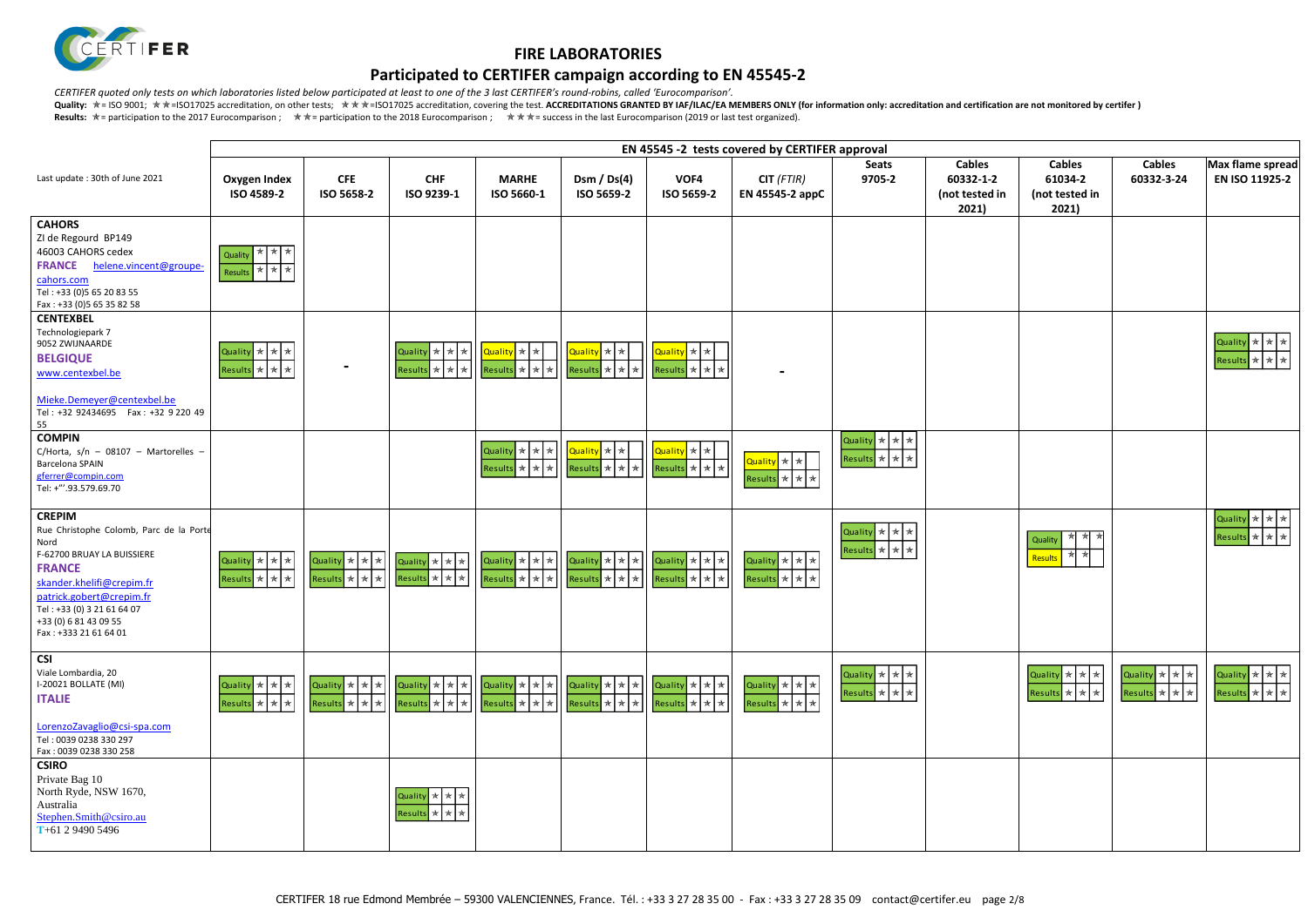# FIRE LABORATORIES

## Participated to CERTIFER campaign according to EN 45545-2

*CERTIFER quoted only tests on which laboratories listed below participated at least to one of the 3 last CERTIFER's round-robins, called 'Eurocomparison'.*

**Quality:** ★= ISO 9001; ★★=ISO17025 accreditation, on other tests; ★★★=ISO17025 accreditation, covering the test. **ACCREDITATIONS GRANTED BY IAF/ILAC/EA MEMBERS ONLY (for information only: accreditation and certification are not monitored by certifer )**

**Results:** ★= participation to the 2017 Eurocomparison ; ★★= participation to the 2018 Eurocomparison ; ★★★= success in the last Eurocomparison (2019 or last test organized).

| Last update : 30th of June 2021 | EN 45545 -2 tests covered by CERTIFER approval | | | | | | | | | | | |
|---|---|---|---|---|---|---|---|---|---|---|---|---|
| | Oxygen Index ISO 4589-2 | CFE ISO 5658-2 | CHF ISO 9239-1 | MARHE ISO 5660-1 | Dsm / Ds(4) ISO 5659-2 | VOF4 ISO 5659-2 | CIT *(FTIR)* EN 45545-2 appC | Seats 9705-2 | Cables 60332-1-2 (not tested in 2021) | Cables 61034-2 (not tested in 2021) | Cables 60332-3-24 | Max flame spread EN ISO 11925-2 |
| **CAHORS**<br>ZI de Regourd BP149<br>46003 CAHORS cedex<br>**FRANCE** helene.vincent@groupe-cahors.com<br>Tel : +33 (0)5 65 20 83 55<br>Fax : +33 (0)5 65 35 82 58 | Quality ★★★<br>Results ★★★ | | | | | | | | | | | |
| **CENTEXBEL**<br>Technologiepark 7<br>9052 ZWIJNAARDE<br>**BELGIQUE**<br>www.centexbel.be<br>Mieke.Demeyer@centexbel.be<br>Tel : +32 92434695 Fax : +32 9 220 49 55 | Quality ★★★<br>Results ★★★ | - | Quality ★★★<br>Results ★★★ | Quality ★★<br>Results ★★★ | Quality ★★<br>Results ★★★ | Quality ★★<br>Results ★★★ | - | | | | | Quality ★★★<br>Results ★★★ |
| **COMPIN**<br>C/Horta, s/n – 08107 – Martorelles – Barcelona SPAIN<br>gferrer@compin.com<br>Tel: +34.93.579.69.70 | | | | Quality ★★★<br>Results ★★★ | Quality ★★<br>Results ★★★ | Quality ★★<br>Results ★★★ | Quality ★★<br>Results ★★★ | Quality ★★★<br>Results ★★★ | | | | |
| **CREPIM**<br>Rue Christophe Colomb, Parc de la Porte Nord<br>F-62700 BRUAY LA BUISSIERE<br>**FRANCE**<br>skander.khelifi@crepim.fr<br>patrick.gobert@crepim.fr<br>Tel : +33 (0) 3 21 61 64 07<br>+33 (0) 6 81 43 09 55<br>Fax : +333 21 61 64 01 | Quality ★★★<br>Results ★★★ | Quality ★★★<br>Results ★★★ | Quality ★★★<br>Results ★★★ | Quality ★★★<br>Results ★★★ | Quality ★★★<br>Results ★★★ | Quality ★★★<br>Results ★★★ | Quality ★★★<br>Results ★★★ | Quality ★★★<br>Results ★★★ | | Quality ★★★<br>Results ★★ | | Quality ★★★<br>Results ★★★ |
| **CSI**<br>Viale Lombardia, 20<br>I-20021 BOLLATE (MI)<br>**ITALIE**<br>LorenzoZavaglio@csi-spa.com<br>Tel : 0039 0238 330 297<br>Fax : 0039 0238 330 258 | Quality ★★★<br>Results ★★★ | Quality ★★★<br>Results ★★★ | Quality ★★★<br>Results ★★★ | Quality ★★★<br>Results ★★★ | Quality ★★★<br>Results ★★★ | Quality ★★★<br>Results ★★★ | Quality ★★★<br>Results ★★★ | Quality ★★★<br>Results ★★★ | | Quality ★★★<br>Results ★★★ | Quality ★★★<br>Results ★★★ | Quality ★★★<br>Results ★★★ |
| **CSIRO**<br>Private Bag 10<br>North Ryde, NSW 1670, Australia<br>Stephen.Smith@csiro.au<br>T+61 2 9490 5496 | | | Quality ★★★<br>Results ★★★ | | | | | | | | | |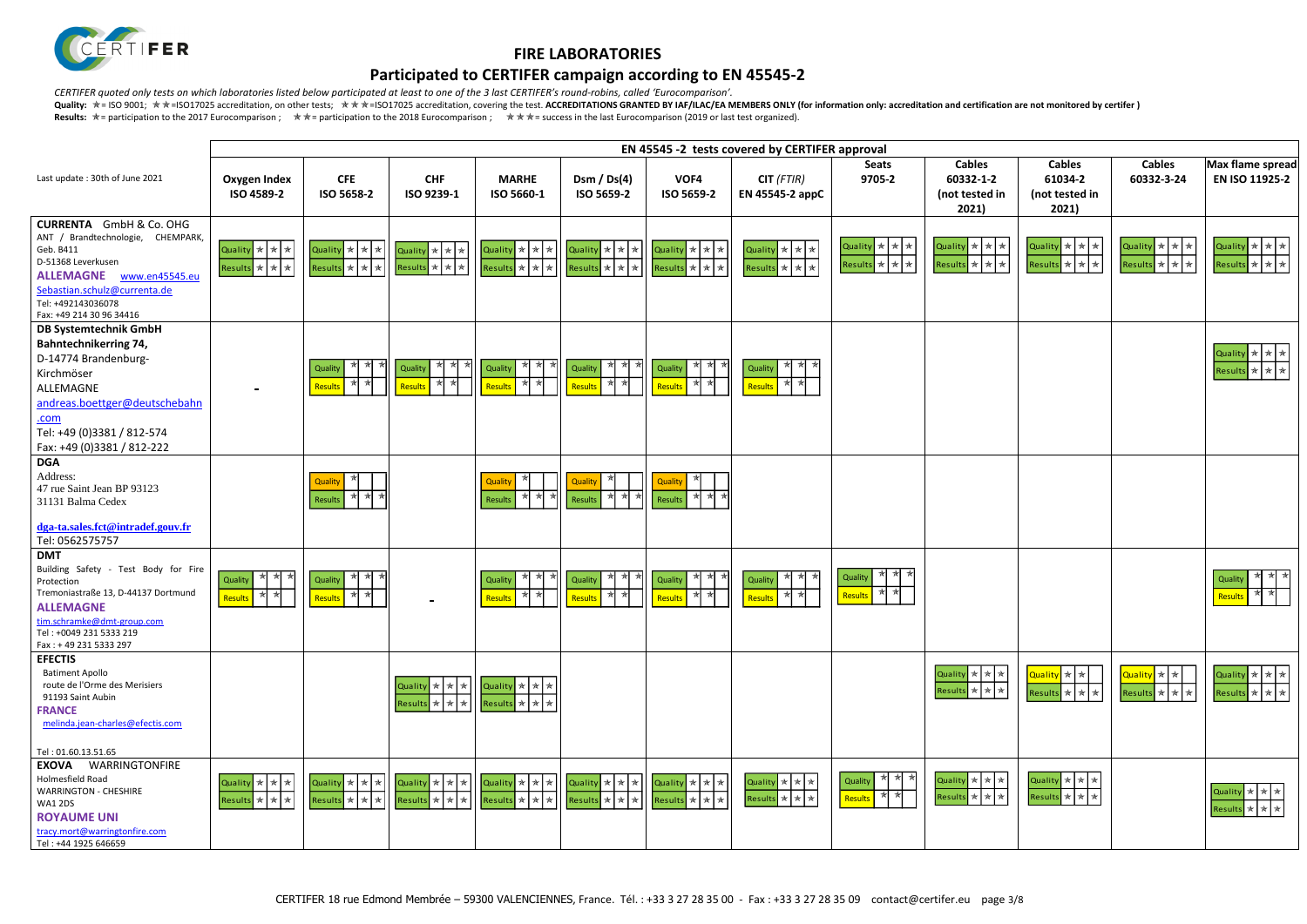# FIRE LABORATORIES

## Participated to CERTIFER campaign according to EN 45545-2

*CERTIFER quoted only tests on which laboratories listed below participated at least to one of the 3 last CERTIFER's round-robins, called 'Eurocomparison'.*

**Quality:** ★= ISO 9001; ★★=ISO17025 accreditation, on other tests; ★★★=ISO17025 accreditation, covering the test. **ACCREDITATIONS GRANTED BY IAF/ILAC/EA MEMBERS ONLY (for information only: accreditation and certification are not monitored by certifer )**

**Results:** ★= participation to the 2017 Eurocomparison ; ★★= participation to the 2018 Eurocomparison ; ★★★= success in the last Eurocomparison (2019 or last test organized).

| Last update : 30th of June 2021 | Oxygen Index ISO 4589-2 | CFE ISO 5658-2 | CHF ISO 9239-1 | MARHE ISO 5660-1 | Dsm / Ds(4) ISO 5659-2 | VOF4 ISO 5659-2 | CIT (FTIR) EN 45545-2 appC | Seats 9705-2 | Cables 60332-1-2 (not tested in 2021) | Cables 61034-2 (not tested in 2021) | Cables 60332-3-24 | Max flame spread EN ISO 11925-2 |
|---|---|---|---|---|---|---|---|---|---|---|---|---|
| **CURRENTA** GmbH & Co. OHG<br>ANT / Brandtechnologie, CHEMPARK, Geb. B411<br>D-51368 Leverkusen<br>**ALLEMAGNE** www.en45545.eu<br>Sebastian.schulz@currenta.de<br>Tel: +492143036078<br>Fax: +49 214 30 96 34416 | Quality ★★★<br>Results ★★★ | Quality ★★★<br>Results ★★★ | Quality ★★★<br>Results ★★★ | Quality ★★★<br>Results ★★★ | Quality ★★★<br>Results ★★★ | Quality ★★★<br>Results ★★★ | Quality ★★★<br>Results ★★★ | Quality ★★★<br>Results ★★★ | Quality ★★★<br>Results ★★★ | Quality ★★★<br>Results ★★★ | Quality ★★★<br>Results ★★★ | Quality ★★★<br>Results ★★★ |
| **DB Systemtechnik GmbH**<br>**Bahntechnikerring 74,**<br>D-14774 Brandenburg-Kirchmöser<br>ALLEMAGNE<br>andreas.boettger@deutschebahn.com<br>Tel: +49 (0)3381 / 812-574<br>Fax: +49 (0)3381 / 812-222 | - | Quality ★★★<br>Results ★★ | Quality ★★★<br>Results ★★ | Quality ★★★<br>Results ★★ | Quality ★★★<br>Results ★★ | Quality ★★★<br>Results ★★ | Quality ★★★<br>Results ★★ | | | | | Quality ★★★<br>Results ★★★ |
| **DGA**<br>Address:<br>47 rue Saint Jean BP 93123<br>31131 Balma Cedex<br>**dga-ta.sales.fct@intradef.gouv.fr**<br>Tel: 0562575757 | | Quality ★<br>Results ★★★ | | Quality ★<br>Results ★★★ | Quality ★<br>Results ★★★ | Quality ★<br>Results ★★★ | | | | | | |
| **DMT**<br>Building Safety - Test Body for Fire Protection<br>Tremoniastraße 13, D-44137 Dortmund<br>**ALLEMAGNE**<br>tim.schramke@dmt-group.com<br>Tel : +0049 231 5333 219<br>Fax : + 49 231 5333 297 | Quality ★★★<br>Results ★★ | Quality ★★★<br>Results ★★ | - | Quality ★★★<br>Results ★★ | Quality ★★★<br>Results ★★ | Quality ★★★<br>Results ★★ | Quality ★★★<br>Results ★★ | Quality ★★★<br>Results ★★ | | | | Quality ★★★<br>Results ★★ |
| **EFECTIS**<br>Batiment Apollo<br>route de l'Orme des Merisiers<br>91193 Saint Aubin<br>**FRANCE**<br>melinda.jean-charles@efectis.com<br>Tel : 01.60.13.51.65 | | | Quality ★★★<br>Results ★★★ | Quality ★★★<br>Results ★★★ | | | | | Quality ★★★<br>Results ★★★ | Quality ★★<br>Results ★★★ | Quality ★★<br>Results ★★★ | Quality ★★★<br>Results ★★★ |
| **EXOVA** WARRINGTONFIRE<br>Holmesfield Road<br>WARRINGTON - CHESHIRE<br>WA1 2DS<br>**ROYAUME UNI**<br>tracy.mort@warringtonfire.com<br>Tel : +44 1925 646659 | Quality ★★★<br>Results ★★★ | Quality ★★★<br>Results ★★★ | Quality ★★★<br>Results ★★★ | Quality ★★★<br>Results ★★★ | Quality ★★★<br>Results ★★★ | Quality ★★★<br>Results ★★★ | Quality ★★★<br>Results ★★★ | Quality ★★★<br>Results ★★ | Quality ★★★<br>Results ★★★ | Quality ★★★<br>Results ★★★ | | Quality ★★★<br>Results ★★★ |

CERTIFER 18 rue Edmond Membrée – 59300 VALENCIENNES, France. Tél. : +33 3 27 28 35 00 - Fax : +33 3 27 28 35 09 contact@certifer.eu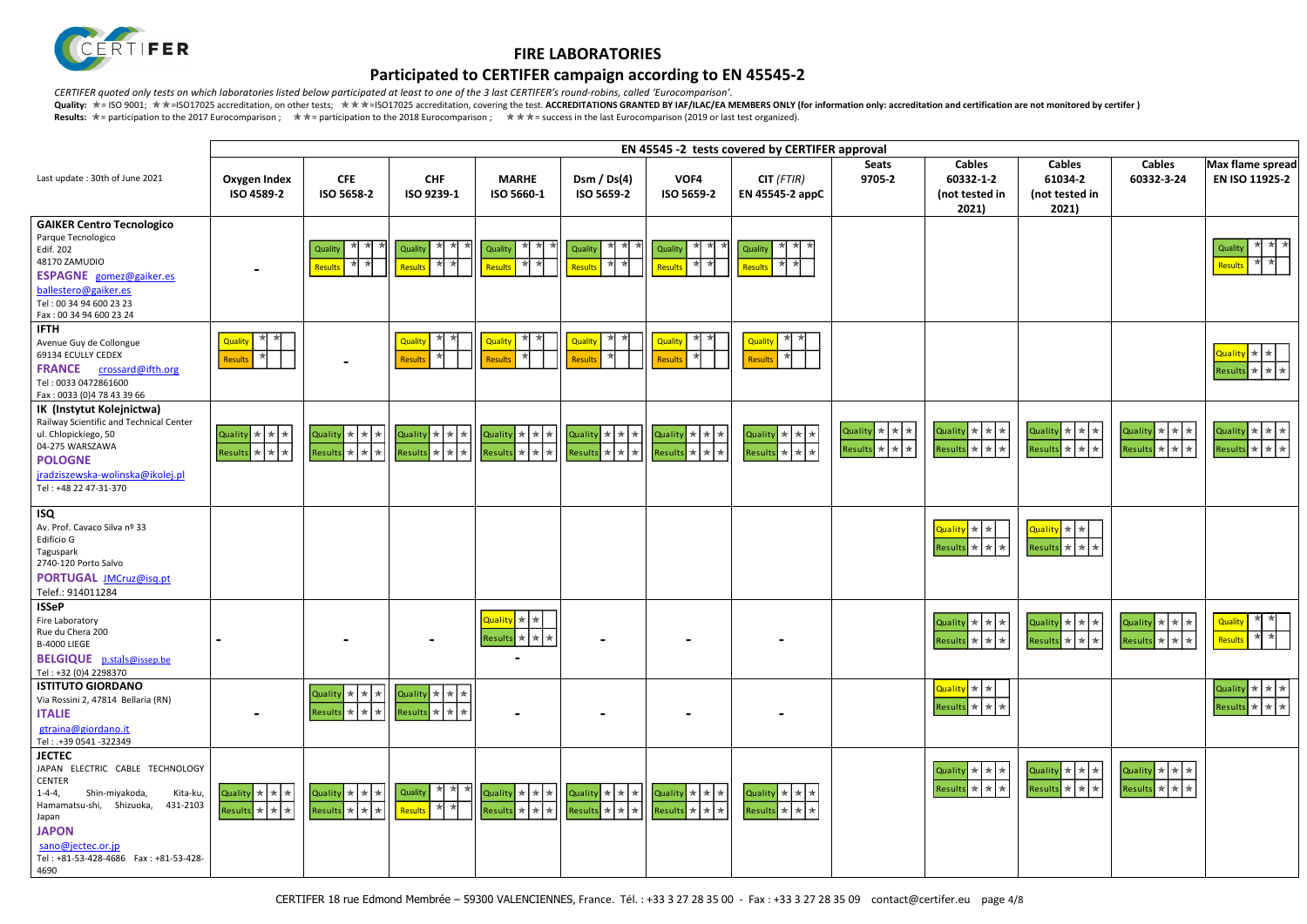# FIRE LABORATORIES

## Participated to CERTIFER campaign according to EN 45545-2

*CERTIFER quoted only tests on which laboratories listed below participated at least to one of the 3 last CERTIFER's round-robins, called 'Eurocomparison'.*

**Quality:** ★= ISO 9001; ★★=ISO17025 accreditation, on other tests; ★★★=ISO17025 accreditation, covering the test. **ACCREDITATIONS GRANTED BY IAF/ILAC/EA MEMBERS ONLY (for information only: accreditation and certification are not monitored by certifer )**

**Results:** ★= participation to the 2017 Eurocomparison ; ★★= participation to the 2018 Eurocomparison ; ★★★= success in the last Eurocomparison (2019 or last test organized).

| Last update : 30th of June 2021 | EN 45545 -2 tests covered by CERTIFER approval | | | | | | | | | | | |
|---|---|---|---|---|---|---|---|---|---|---|---|---|
| | **Oxygen Index ISO 4589-2** | **CFE ISO 5658-2** | **CHF ISO 9239-1** | **MARHE ISO 5660-1** | **Dsm / Ds(4) ISO 5659-2** | **VOF4 ISO 5659-2** | **CIT *(FTIR)* EN 45545-2 appC** | **Seats 9705-2** | **Cables 60332-1-2 (not tested in 2021)** | **Cables 61034-2 (not tested in 2021)** | **Cables 60332-3-24** | **Max flame spread EN ISO 11925-2** |
| **GAIKER Centro Tecnologico**<br>Parque Tecnologico<br>Edif. 202<br>48170 ZAMUDIO<br>**ESPAGNE** gomez@gaiker.es ballestero@gaiker.es<br>Tel : 00 34 94 600 23 23<br>Fax : 00 34 94 600 23 24 | - | Quality ★★★<br>Results ★★ | Quality ★★★<br>Results ★★ | Quality ★★★<br>Results ★★ | Quality ★★★<br>Results ★★ | Quality ★★★<br>Results ★★ | Quality ★★★<br>Results ★★ | | | | | Quality ★★★<br>Results ★★ |
| **IFTH**<br>Avenue Guy de Collongue<br>69134 ECULLY CEDEX<br>**FRANCE** crossard@ifth.org<br>Tel : 0033 0472861600<br>Fax : 0033 (0)4 78 43 39 66 | Quality ★★<br>Results ★ | - | Quality ★★<br>Results ★ | Quality ★★<br>Results ★ | Quality ★★<br>Results ★ | Quality ★★<br>Results ★ | Quality ★★<br>Results ★ | | | | | Quality ★★<br>Results ★★★ |
| **IK (Instytut Kolejnictwa)**<br>Railway Scientific and Technical Center<br>ul. Chlopickiego, 50<br>04-275 WARSZAWA<br>**POLOGNE**<br>jradziszewska-wolinska@ikolej.pl<br>Tel : +48 22 47-31-370 | Quality ★★★<br>Results ★★★ | Quality ★★★<br>Results ★★★ | Quality ★★★<br>Results ★★★ | Quality ★★★<br>Results ★★★ | Quality ★★★<br>Results ★★★ | Quality ★★★<br>Results ★★★ | Quality ★★★<br>Results ★★★ | Quality ★★★<br>Results ★★★ | Quality ★★★<br>Results ★★★ | Quality ★★★<br>Results ★★★ | Quality ★★★<br>Results ★★★ | Quality ★★★<br>Results ★★★ |
| **ISQ**<br>Av. Prof. Cavaco Silva nº 33<br>Edifício G<br>Taguspark<br>2740-120 Porto Salvo<br>**PORTUGAL** JMCruz@isq.pt<br>Telef.: 914011284 | | | | | | | | | Quality ★★<br>Results ★★★ | Quality ★★<br>Results ★★★ | | |
| **ISSeP**<br>Fire Laboratory<br>Rue du Chera 200<br>B-4000 LIEGE<br>**BELGIQUE** p.stals@issep.be<br>Tel : +32 (0)4 2298370 | - | - | - | Quality ★★<br>Results ★★★<br>- | - | - | - | | Quality ★★★<br>Results ★★★ | Quality ★★★<br>Results ★★★ | Quality ★★★<br>Results ★★★ | Quality ★★<br>Results ★★ |
| **ISTITUTO GIORDANO**<br>Via Rossini 2, 47814 Bellaria (RN)<br>**ITALIE**<br>gtraina@giordano.it<br>Tel : .+39 0541 -322349 | - | Quality ★★★<br>Results ★★★ | Quality ★★★<br>Results ★★★ | - | - | - | - | | Quality ★★<br>Results ★★★ | | | Quality ★★★<br>Results ★★★ |
| **JECTEC**<br>JAPAN ELECTRIC CABLE TECHNOLOGY CENTER<br>1-4-4, Shin-miyakoda, Kita-ku, Hamamatsu-shi, Shizuoka, 431-2103 Japan<br>**JAPON**<br>sano@jectec.or.jp<br>Tel : +81-53-428-4686 Fax : +81-53-428-4690 | Quality ★★★<br>Results ★★★ | Quality ★★★<br>Results ★★★ | Quality ★★★<br>Results ★★ | Quality ★★★<br>Results ★★★ | Quality ★★★<br>Results ★★★ | Quality ★★★<br>Results ★★★ | Quality ★★★<br>Results ★★★ | | Quality ★★★<br>Results ★★★ | Quality ★★★<br>Results ★★★ | Quality ★★★<br>Results ★★★ | |

CERTIFER 18 rue Edmond Membrée – 59300 VALENCIENNES, France. Tél. : +33 3 27 28 35 00 - Fax : +33 3 27 28 35 09 contact@certifer.eu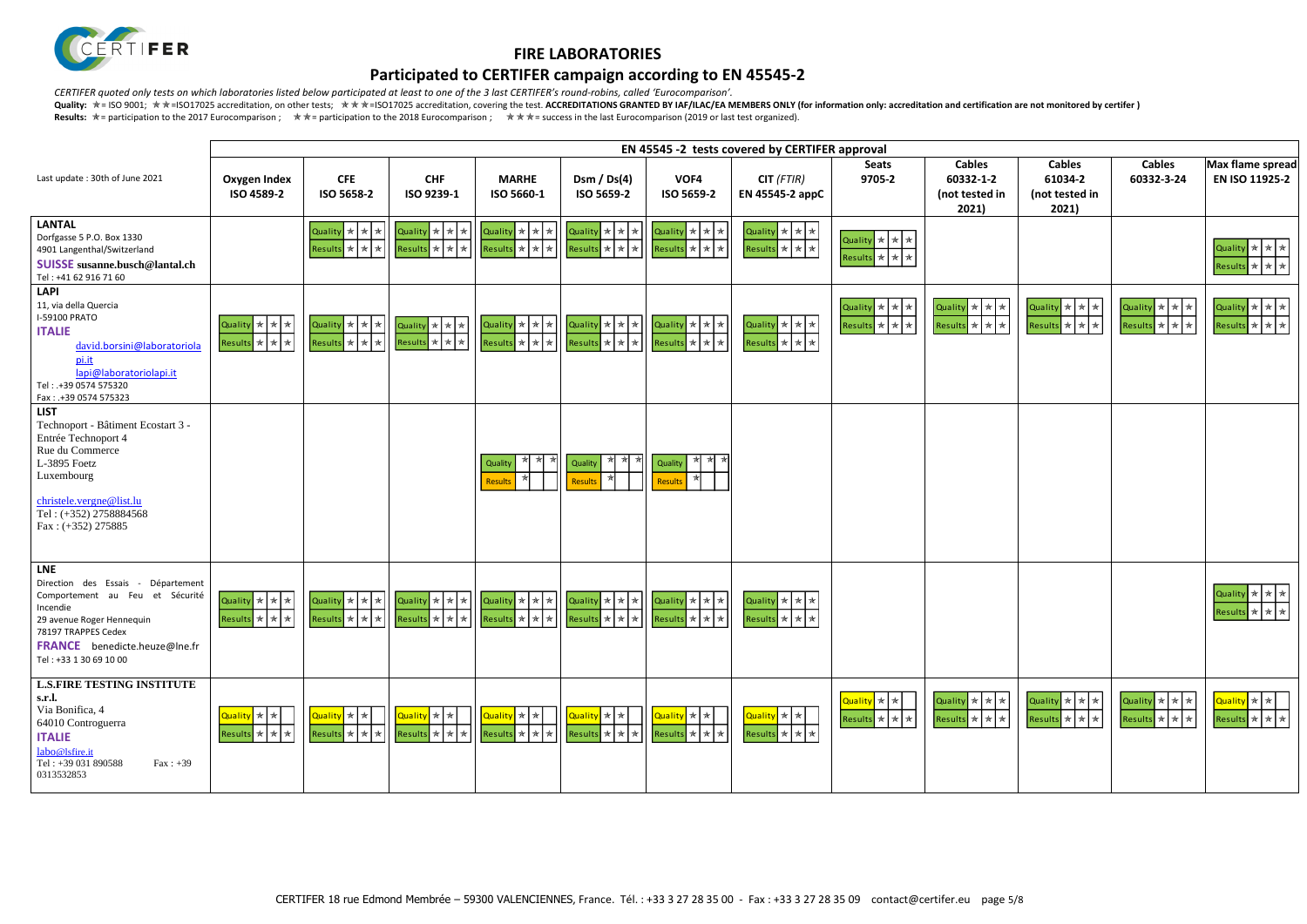# FIRE LABORATORIES

## Participated to CERTIFER campaign according to EN 45545-2

*CERTIFER quoted only tests on which laboratories listed below participated at least to one of the 3 last CERTIFER's round-robins, called 'Eurocomparison'.*

**Quality:** ★= ISO 9001; ★★=ISO17025 accreditation, on other tests; ★★★=ISO17025 accreditation, covering the test. **ACCREDITATIONS GRANTED BY IAF/ILAC/EA MEMBERS ONLY (for information only: accreditation and certification are not monitored by certifer )**

**Results:** ★= participation to the 2017 Eurocomparison ; ★★= participation to the 2018 Eurocomparison ; ★★★= success in the last Eurocomparison (2019 or last test organized).

| Last update : 30th of June 2021 | EN 45545 -2 tests covered by CERTIFER approval | | | | | | | | | | | |
|---|---|---|---|---|---|---|---|---|---|---|---|---|
| | **Oxygen Index ISO 4589-2** | **CFE ISO 5658-2** | **CHF ISO 9239-1** | **MARHE ISO 5660-1** | **Dsm / Ds(4) ISO 5659-2** | **VOF4 ISO 5659-2** | **CIT (*FTIR*) EN 45545-2 appC** | **Seats 9705-2** | **Cables 60332-1-2 (not tested in 2021)** | **Cables 61034-2 (not tested in 2021)** | **Cables 60332-3-24** | **Max flame spread EN ISO 11925-2** |
| **LANTAL**<br>Dorfgasse 5 P.O. Box 1330<br>4901 Langenthal/Switzerland<br>**SUISSE susanne.busch@lantal.ch**<br>Tel : +41 62 916 71 60 | | Quality ★★★<br>Results ★★★ | Quality ★★★<br>Results ★★★ | Quality ★★★<br>Results ★★★ | Quality ★★★<br>Results ★★★ | Quality ★★★<br>Results ★★★ | Quality ★★★<br>Results ★★★ | Quality ★★★<br>Results ★★★ | | | | Quality ★★★<br>Results ★★★ |
| **LAPI**<br>11, via della Quercia<br>I-59100 PRATO<br>**ITALIE**<br>david.borsini@laboratoriolapi.it<br>lapi@laboratoriolapi.it<br>Tel : .+39 0574 575320<br>Fax : .+39 0574 575323 | Quality ★★★<br>Results ★★★ | Quality ★★★<br>Results ★★★ | Quality ★★★<br>Results ★★★ | Quality ★★★<br>Results ★★★ | Quality ★★★<br>Results ★★★ | Quality ★★★<br>Results ★★★ | Quality ★★★<br>Results ★★★ | Quality ★★★<br>Results ★★★ | Quality ★★★<br>Results ★★★ | Quality ★★★<br>Results ★★★ | Quality ★★★<br>Results ★★★ | Quality ★★★<br>Results ★★★ |
| **LIST**<br>Technoport - Bâtiment Ecostart 3 - Entrée Technoport 4<br>Rue du Commerce<br>L-3895 Foetz<br>Luxembourg<br>christele.vergne@list.lu<br>Tel : (+352) 2758884568<br>Fax : (+352) 275885 | | | | Quality ★★★<br>Results ★ | Quality ★★★<br>Results ★ | Quality ★★★<br>Results ★ | | | | | | |
| **LNE**<br>Direction des Essais - Département Comportement au Feu et Sécurité Incendie<br>29 avenue Roger Hennequin<br>78197 TRAPPES Cedex<br>**FRANCE** benedicte.heuze@lne.fr<br>Tel : +33 1 30 69 10 00 | Quality ★★★<br>Results ★★★ | Quality ★★★<br>Results ★★★ | Quality ★★★<br>Results ★★★ | Quality ★★★<br>Results ★★★ | Quality ★★★<br>Results ★★★ | Quality ★★★<br>Results ★★★ | Quality ★★★<br>Results ★★★ | | | | | Quality ★★★<br>Results ★★★ |
| **L.S.FIRE TESTING INSTITUTE s.r.l.**<br>Via Bonifica, 4<br>64010 Controguerra<br>**ITALIE**<br>labo@lsfire.it<br>Tel : +39 031 890588 Fax : +39 0313532853 | Quality ★★<br>Results ★★★ | Quality ★★<br>Results ★★★ | Quality ★★<br>Results ★★★ | Quality ★★<br>Results ★★★ | Quality ★★<br>Results ★★★ | Quality ★★<br>Results ★★★ | Quality ★★<br>Results ★★★ | Quality ★★<br>Results ★★★ | Quality ★★★<br>Results ★★★ | Quality ★★★<br>Results ★★★ | Quality ★★★<br>Results ★★★ | Quality ★★<br>Results ★★★ |

CERTIFER 18 rue Edmond Membrée – 59300 VALENCIENNES, France. Tél. : +33 3 27 28 35 00 - Fax : +33 3 27 28 35 09 contact@certifer.eu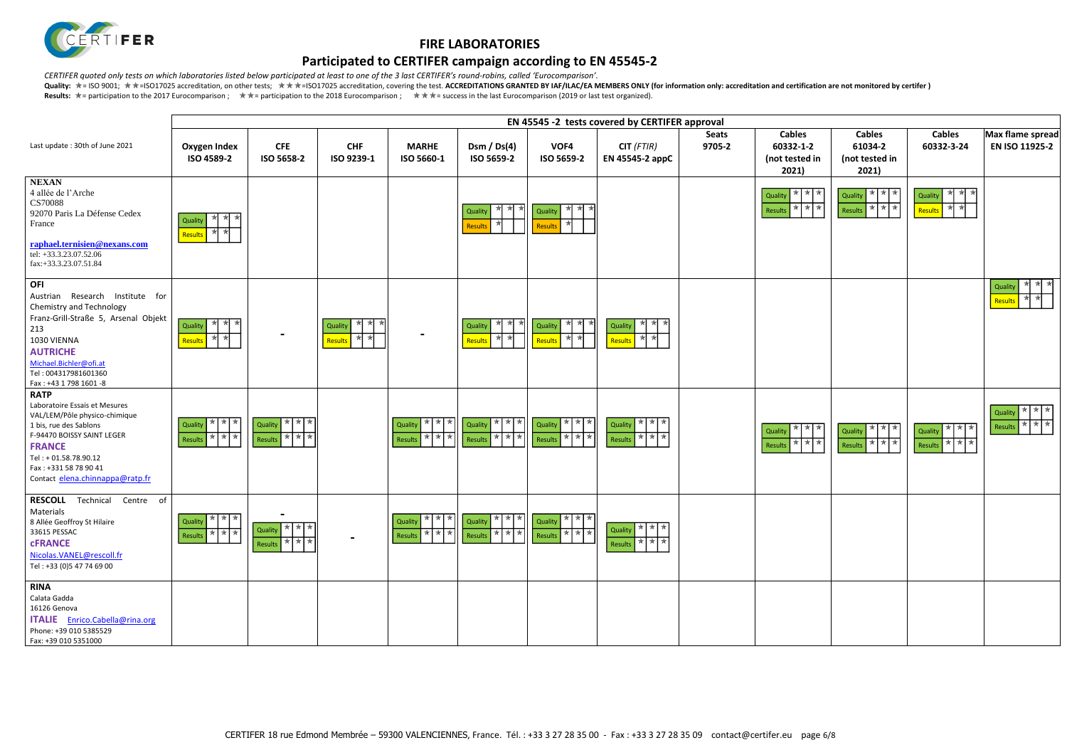# FIRE LABORATORIES

## Participated to CERTIFER campaign according to EN 45545-2

*CERTIFER quoted only tests on which laboratories listed below participated at least to one of the 3 last CERTIFER's round-robins, called 'Eurocomparison'.*

**Quality:** ★= ISO 9001; ★★=ISO17025 accreditation, on other tests; ★★★=ISO17025 accreditation, covering the test. **ACCREDITATIONS GRANTED BY IAF/ILAC/EA MEMBERS ONLY (for information only: accreditation and certification are not monitored by certifer )**

**Results:** ★= participation to the 2017 Eurocomparison ; ★★= participation to the 2018 Eurocomparison ; ★★★= success in the last Eurocomparison (2019 or last test organized).

| Last update : 30th of June 2021 | EN 45545 -2 tests covered by CERTIFER approval | | | | | | | | | | | |
|---|---|---|---|---|---|---|---|---|---|---|---|---|
| | **Oxygen Index ISO 4589-2** | **CFE ISO 5658-2** | **CHF ISO 9239-1** | **MARHE ISO 5660-1** | **Dsm / Ds(4) ISO 5659-2** | **VOF4 ISO 5659-2** | **CIT (*FTIR*) EN 45545-2 appC** | **Seats 9705-2** | **Cables 60332-1-2 (not tested in 2021)** | **Cables 61034-2 (not tested in 2021)** | **Cables 60332-3-24** | **Max flame spread EN ISO 11925-2** |
| **NEXAN**<br>4 allée de l'Arche<br>CS70088<br>92070 Paris La Défense Cedex<br>France<br>**raphael.ternisien@nexans.com**<br>tel: +33.3.23.07.52.06<br>fax:+33.3.23.07.51.84 | Quality ★★★<br>Results ★★ | | | | Quality ★★★<br>Results ★ | Quality ★★★<br>Results ★ | | | Quality ★★★<br>Results ★★★ | Quality ★★★<br>Results ★★★ | Quality ★★★<br>Results ★★ | |
| **OFI**<br>Austrian Research Institute for Chemistry and Technology<br>Franz-Grill-Straße 5, Arsenal Objekt 213<br>1030 VIENNA<br>**AUTRICHE**<br>Michael.Bichler@ofi.at<br>Tel : 004317981601360<br>Fax : +43 1 798 1601 -8 | Quality ★★★<br>Results ★★ | - | Quality ★★★<br>Results ★★ | - | Quality ★★★<br>Results ★★ | Quality ★★★<br>Results ★★ | Quality ★★★<br>Results ★★ | | | | | Quality ★★★<br>Results ★★ |
| **RATP**<br>Laboratoire Essais et Mesures<br>VAL/LEM/Pôle physico-chimique<br>1 bis, rue des Sablons<br>F-94470 BOISSY SAINT LEGER<br>**FRANCE**<br>Tel : + 01.58.78.90.12<br>Fax : +331 58 78 90 41<br>Contact elena.chinnappa@ratp.fr | Quality ★★★<br>Results ★★★ | Quality ★★★<br>Results ★★★ | | Quality ★★★<br>Results ★★★ | Quality ★★★<br>Results ★★★ | Quality ★★★<br>Results ★★★ | Quality ★★★<br>Results ★★★ | | Quality ★★★<br>Results ★★★ | Quality ★★★<br>Results ★★★ | Quality ★★★<br>Results ★★★ | Quality ★★★<br>Results ★★★ |
| **RESCOLL** Technical Centre of Materials<br>8 Allée Geoffroy St Hilaire<br>33615 PESSAC<br>**cFRANCE**<br>Nicolas.VANEL@rescoll.fr<br>Tel : +33 (0)5 47 74 69 00 | Quality ★★★<br>Results ★★★ | -<br>Quality ★★★<br>Results ★★★ | - | Quality ★★★<br>Results ★★★ | Quality ★★★<br>Results ★★★ | Quality ★★★<br>Results ★★★ | Quality ★★★<br>Results ★★★ | | | | | |
| **RINA**<br>Calata Gadda<br>16126 Genova<br>**ITALIE** Enrico.Cabella@rina.org<br>Phone: +39 010 5385529<br>Fax: +39 010 5351000 | | | | | | | | | | | | |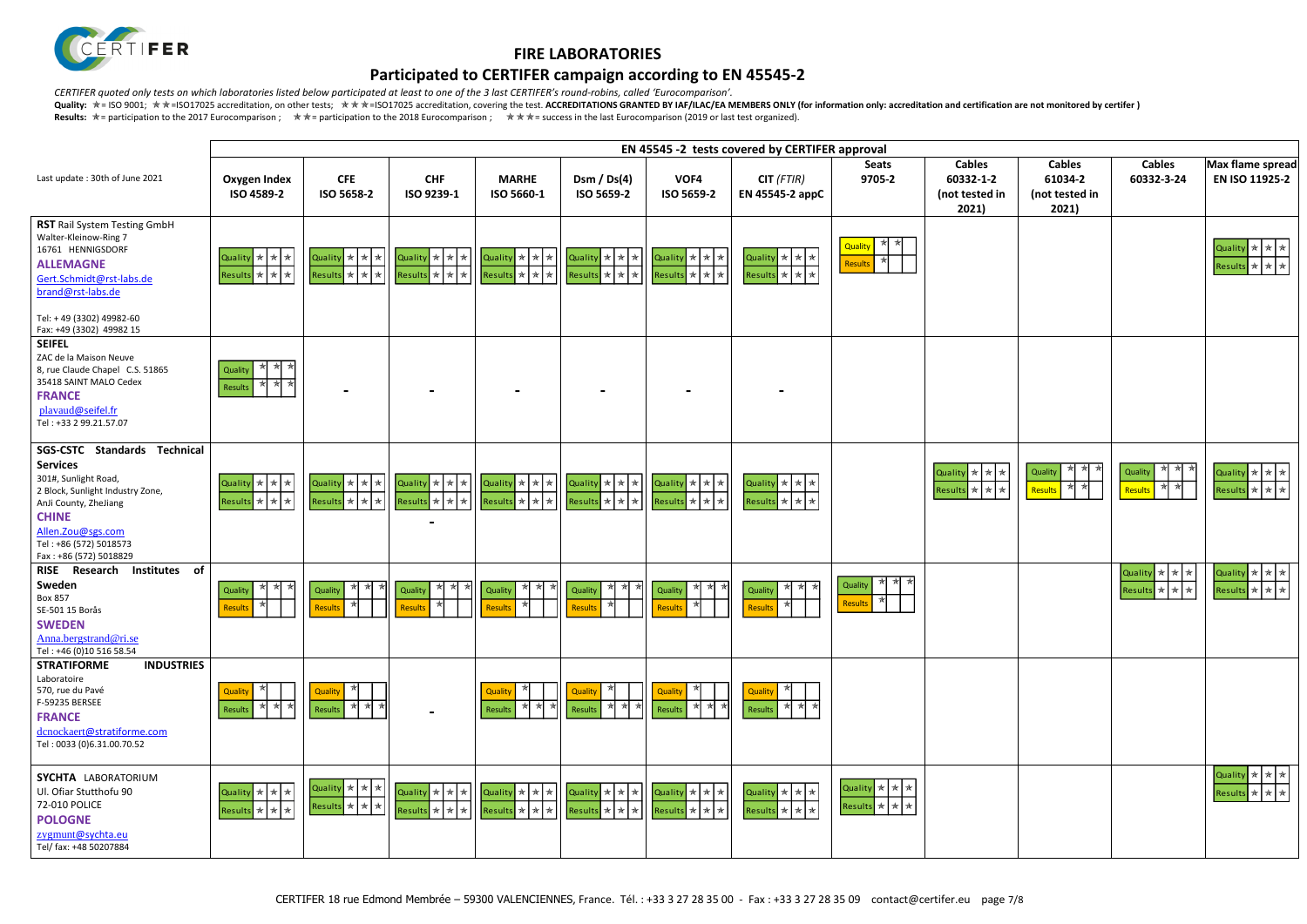# FIRE LABORATORIES

## Participated to CERTIFER campaign according to EN 45545-2

*CERTIFER quoted only tests on which laboratories listed below participated at least to one of the 3 last CERTIFER's round-robins, called 'Eurocomparison'.*

**Quality:** ★= ISO 9001; ★★=ISO17025 accreditation, on other tests; ★★★=ISO17025 accreditation, covering the test. **ACCREDITATIONS GRANTED BY IAF/ILAC/EA MEMBERS ONLY (for information only: accreditation and certification are not monitored by certifer )**

**Results:** ★= participation to the 2017 Eurocomparison ; ★★= participation to the 2018 Eurocomparison ; ★★★= success in the last Eurocomparison (2019 or last test organized).

| Last update : 30th of June 2021 | EN 45545 -2 tests covered by CERTIFER approval | | | | | | | | | | | |
|---|---|---|---|---|---|---|---|---|---|---|---|---|
| | **Oxygen Index ISO 4589-2** | **CFE ISO 5658-2** | **CHF ISO 9239-1** | **MARHE ISO 5660-1** | **Dsm / Ds(4) ISO 5659-2** | **VOF4 ISO 5659-2** | **CIT (*FTIR*) EN 45545-2 appC** | **Seats 9705-2** | **Cables 60332-1-2 (not tested in 2021)** | **Cables 61034-2 (not tested in 2021)** | **Cables 60332-3-24** | **Max flame spread EN ISO 11925-2** |
| **RST** Rail System Testing GmbH<br>Walter-Kleinow-Ring 7<br>16761 HENNIGSDORF<br>**ALLEMAGNE**<br>Gert.Schmidt@rst-labs.de<br>brand@rst-labs.de<br>Tel: + 49 (3302) 49982-60<br>Fax: +49 (3302) 49982 15 | Quality ★★★<br>Results ★★★ | Quality ★★★<br>Results ★★★ | Quality ★★★<br>Results ★★★ | Quality ★★★<br>Results ★★★ | Quality ★★★<br>Results ★★★ | Quality ★★★<br>Results ★★★ | Quality ★★★<br>Results ★★★ | Quality ★★<br>Results ★ | | | | Quality ★★★<br>Results ★★★ |
| **SEIFEL**<br>ZAC de la Maison Neuve<br>8, rue Claude Chapel C.S. 51865<br>35418 SAINT MALO Cedex<br>**FRANCE**<br>plavaud@seifel.fr<br>Tel : +33 2 99.21.57.07 | Quality ★★★<br>Results ★★★ | - | - | - | - | - | - | | | | | |
| **SGS-CSTC Standards Technical Services**<br>301#, Sunlight Road,<br>2 Block, Sunlight Industry Zone,<br>AnJi County, ZheJiang<br>**CHINE**<br>Allen.Zou@sgs.com<br>Tel : +86 (572) 5018573<br>Fax : +86 (572) 5018829 | Quality ★★★<br>Results ★★★ | Quality ★★★<br>Results ★★★ | Quality ★★★<br>Results ★★★<br>- | Quality ★★★<br>Results ★★★ | Quality ★★★<br>Results ★★★ | Quality ★★★<br>Results ★★★ | Quality ★★★<br>Results ★★★ | | Quality ★★★<br>Results ★★★ | Quality ★★★<br>Results ★★ | Quality ★★★<br>Results ★★ | Quality ★★★<br>Results ★★★ |
| **RISE Research Institutes of Sweden**<br>Box 857<br>SE-501 15 Borås<br>**SWEDEN**<br>Anna.bergstrand@ri.se<br>Tel : +46 (0)10 516 58.54 | Quality ★★★<br>Results ★ | Quality ★★★<br>Results ★ | Quality ★★★<br>Results ★ | Quality ★★★<br>Results ★ | Quality ★★★<br>Results ★ | Quality ★★★<br>Results ★ | Quality ★★★<br>Results ★ | Quality ★★★<br>Results ★ | | | Quality ★★★<br>Results ★★★ | Quality ★★★<br>Results ★★★ |
| **STRATIFORME INDUSTRIES**<br>Laboratoire<br>570, rue du Pavé<br>F-59235 BERSEE<br>**FRANCE**<br>dcnockaert@stratiforme.com<br>Tel : 0033 (0)6.31.00.70.52 | Quality ★<br>Results ★★★ | Quality ★<br>Results ★★★ | - | Quality ★<br>Results ★★★ | Quality ★<br>Results ★★★ | Quality ★<br>Results ★★★ | Quality ★<br>Results ★★★ | | | | | |
| **SYCHTA** LABORATORIUM<br>Ul. Ofiar Stutthofu 90<br>72-010 POLICE<br>**POLOGNE**<br>zygmunt@sychta.eu<br>Tel/ fax: +48 50207884 | Quality ★★★<br>Results ★★★ | Quality ★★★<br>Results ★★★ | Quality ★★★<br>Results ★★★ | Quality ★★★<br>Results ★★★ | Quality ★★★<br>Results ★★★ | Quality ★★★<br>Results ★★★ | Quality ★★★<br>Results ★★★ | Quality ★★★<br>Results ★★★ | | | | Quality ★★★<br>Results ★★★ |

CERTIFER 18 rue Edmond Membrée – 59300 VALENCIENNES, France. Tél. : +33 3 27 28 35 00 - Fax : +33 3 27 28 35 09 contact@certifer.eu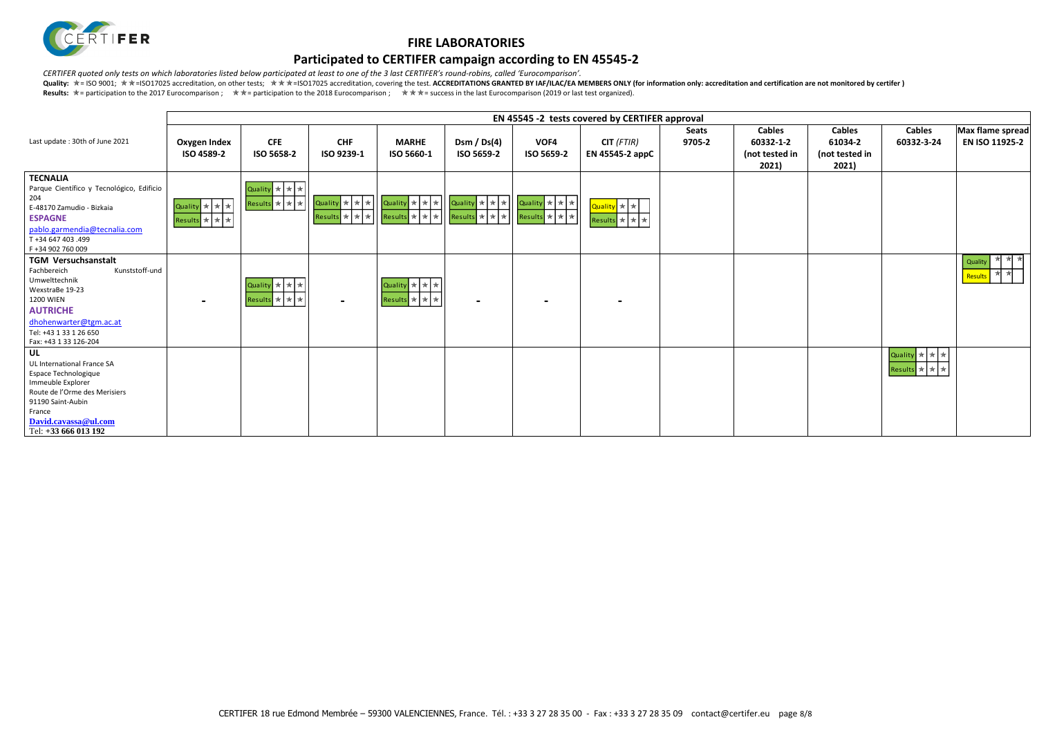# FIRE LABORATORIES

## Participated to CERTIFER campaign according to EN 45545-2

*CERTIFER quoted only tests on which laboratories listed below participated at least to one of the 3 last CERTIFER's round-robins, called 'Eurocomparison'.*

**Quality:** ★= ISO 9001; ★★=ISO17025 accreditation, on other tests; ★★★=ISO17025 accreditation, covering the test. **ACCREDITATIONS GRANTED BY IAF/ILAC/EA MEMBERS ONLY (for information only: accreditation and certification are not monitored by certifer )**

**Results:** ★= participation to the 2017 Eurocomparison ; ★★= participation to the 2018 Eurocomparison ; ★★★= success in the last Eurocomparison (2019 or last test organized).

| Last update : 30th of June 2021 | EN 45545 -2 tests covered by CERTIFER approval | | | | | | | | | | | |
|---|---|---|---|---|---|---|---|---|---|---|---|---|
| | **Oxygen Index ISO 4589-2** | **CFE ISO 5658-2** | **CHF ISO 9239-1** | **MARHE ISO 5660-1** | **Dsm / Ds(4) ISO 5659-2** | **VOF4 ISO 5659-2** | **CIT *(FTIR)* EN 45545-2 appC** | **Seats 9705-2** | **Cables 60332-1-2 (not tested in 2021)** | **Cables 61034-2 (not tested in 2021)** | **Cables 60332-3-24** | **Max flame spread EN ISO 11925-2** |
| **TECNALIA**<br>Parque Científico y Tecnológico, Edificio 204<br>E-48170 Zamudio - Bizkaia<br>**ESPAGNE**<br>pablo.garmendia@tecnalia.com<br>T +34 647 403 .499<br>F +34 902 760 009 | Quality ★★★<br>Results ★★★ | Quality ★★★<br>Results ★★★ | Quality ★★★<br>Results ★★★ | Quality ★★★<br>Results ★★★ | Quality ★★★<br>Results ★★★ | Quality ★★★<br>Results ★★★ | Quality ★★<br>Results ★★★ | | | | | |
| **TGM Versuchsanstalt**<br>Fachbereich Kunststoff-und Umwelttechnik<br>WexstraBe 19-23<br>1200 WIEN<br>**AUTRICHE**<br>dhohenwarter@tgm.ac.at<br>Tel: +43 1 33 1 26 650<br>Fax: +43 1 33 126-204 | - | Quality ★★★<br>Results ★★★ | - | Quality ★★★<br>Results ★★★ | - | - | - | | | | | Quality ★★★<br>Results ★★ |
| **UL**<br>UL International France SA<br>Espace Technologique<br>Immeuble Explorer<br>Route de l'Orme des Merisiers<br>91190 Saint-Aubin<br>France<br>**David.cavassa@ul.com**<br>Tel: **+33 666 013 192** | | | | | | | | | | | Quality ★★★<br>Results ★★★ | |

CERTIFER 18 rue Edmond Membrée – 59300 VALENCIENNES, France. Tél. : +33 3 27 28 35 00 - Fax : +33 3 27 28 35 09 contact@certifer.eu